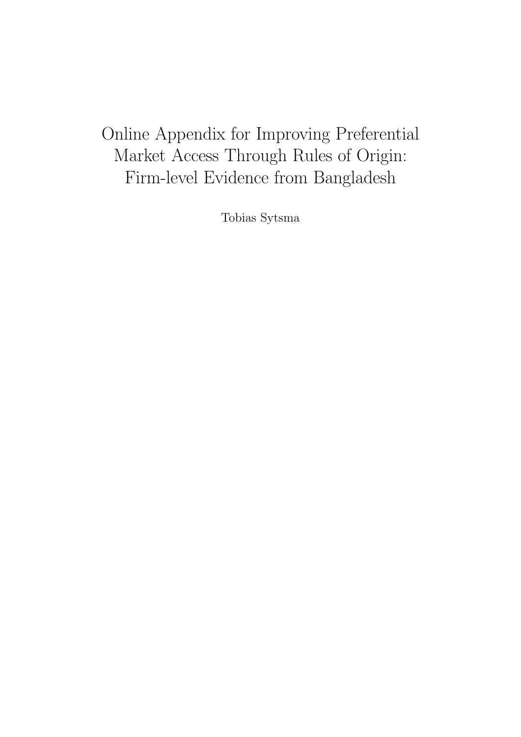# Online Appendix for Improving Preferential Market Access Through Rules of Origin: Firm-level Evidence from Bangladesh

Tobias Sytsma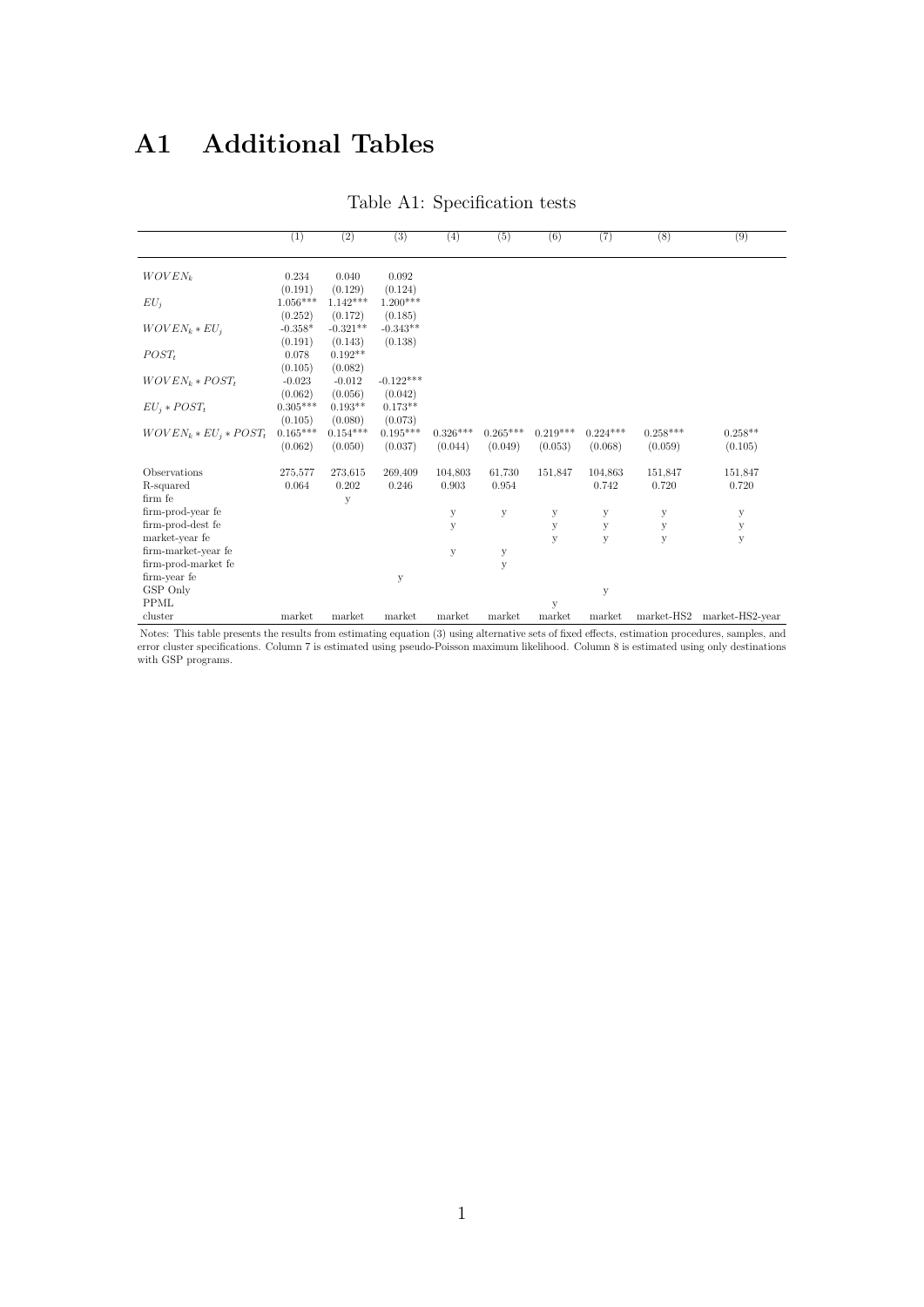# A1 Additional Tables

Table A1: Specification tests

| | (1) | (2) | (3) | (4) | (5) | (6) | (7) | (8) | (9) |
|---|---|---|---|---|---|---|---|---|---|
| $WOVEN_k$ | 0.234 | 0.040 | 0.092 | | | | | | |
| | (0.191) | (0.129) | (0.124) | | | | | | |
| $EU_j$ | 1.056*** | 1.142*** | 1.200*** | | | | | | |
| | (0.252) | (0.172) | (0.185) | | | | | | |
| $WOVEN_k * EU_j$ | -0.358* | -0.321** | -0.343** | | | | | | |
| | (0.191) | (0.143) | (0.138) | | | | | | |
| $POST_t$ | 0.078 | 0.192** | | | | | | | |
| | (0.105) | (0.082) | | | | | | | |
| $WOVEN_k * POST_t$ | -0.023 | -0.012 | -0.122*** | | | | | | |
| | (0.062) | (0.056) | (0.042) | | | | | | |
| $EU_j * POST_t$ | 0.305*** | 0.193** | 0.173** | | | | | | |
| | (0.105) | (0.080) | (0.073) | | | | | | |
| $WOVEN_k * EU_j * POST_t$ | 0.165*** | 0.154*** | 0.195*** | 0.326*** | 0.265*** | 0.219*** | 0.224*** | 0.258*** | 0.258** |
| | (0.062) | (0.050) | (0.037) | (0.044) | (0.049) | (0.053) | (0.068) | (0.059) | (0.105) |
| Observations | 275,577 | 273,615 | 269,409 | 104,803 | 61,730 | 151,847 | 104,863 | 151,847 | 151,847 |
| R-squared | 0.064 | 0.202 | 0.246 | 0.903 | 0.954 | | 0.742 | 0.720 | 0.720 |
| firm fe | | y | | | | | | | |
| firm-prod-year fe | | | | y | y | y | y | y | y |
| firm-prod-dest fe | | | | y | | y | y | y | y |
| market-year fe | | | | | | y | y | y | y |
| firm-market-year fe | | | | y | y | | | | |
| firm-prod-market fe | | | | | y | | | | |
| firm-year fe | | | y | | | | | | |
| GSP Only | | | | | | | y | | |
| PPML | | | | | | y | | | |
| cluster | market | market | market | market | market | market | market | market-HS2 | market-HS2-year |

Notes: This table presents the results from estimating equation (3) using alternative sets of fixed effects, estimation procedures, samples, and error cluster specifications. Column 7 is estimated using pseudo-Poisson maximum likelihood. Column 8 is estimated using only destinations with GSP programs.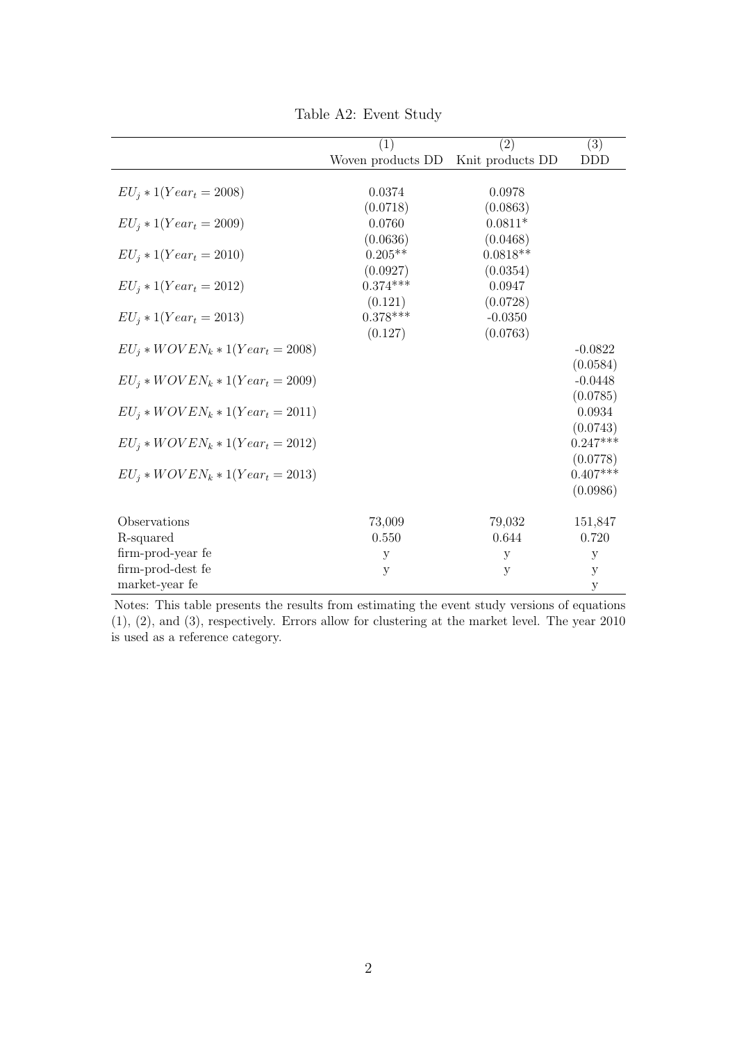Table A2: Event Study

| | (1) | (2) | (3) |
|---|---|---|---|
| | Woven products DD | Knit products DD | DDD |
| $EU_j * 1(Year_t = 2008)$ | 0.0374 | 0.0978 | |
| | (0.0718) | (0.0863) | |
| $EU_j * 1(Year_t = 2009)$ | 0.0760 | 0.0811* | |
| | (0.0636) | (0.0468) | |
| $EU_j * 1(Year_t = 2010)$ | 0.205** | 0.0818** | |
| | (0.0927) | (0.0354) | |
| $EU_j * 1(Year_t = 2012)$ | 0.374*** | 0.0947 | |
| | (0.121) | (0.0728) | |
| $EU_j * 1(Year_t = 2013)$ | 0.378*** | -0.0350 | |
| | (0.127) | (0.0763) | |
| $EU_j * WOVEN_k * 1(Year_t = 2008)$ | | | -0.0822 |
| | | | (0.0584) |
| $EU_j * WOVEN_k * 1(Year_t = 2009)$ | | | -0.0448 |
| | | | (0.0785) |
| $EU_j * WOVEN_k * 1(Year_t = 2011)$ | | | 0.0934 |
| | | | (0.0743) |
| $EU_j * WOVEN_k * 1(Year_t = 2012)$ | | | 0.247*** |
| | | | (0.0778) |
| $EU_j * WOVEN_k * 1(Year_t = 2013)$ | | | 0.407*** |
| | | | (0.0986) |
| Observations | 73,009 | 79,032 | 151,847 |
| R-squared | 0.550 | 0.644 | 0.720 |
| firm-prod-year fe | y | y | y |
| firm-prod-dest fe | y | y | y |
| market-year fe | | | y |

Notes: This table presents the results from estimating the event study versions of equations (1), (2), and (3), respectively. Errors allow for clustering at the market level. The year 2010 is used as a reference category.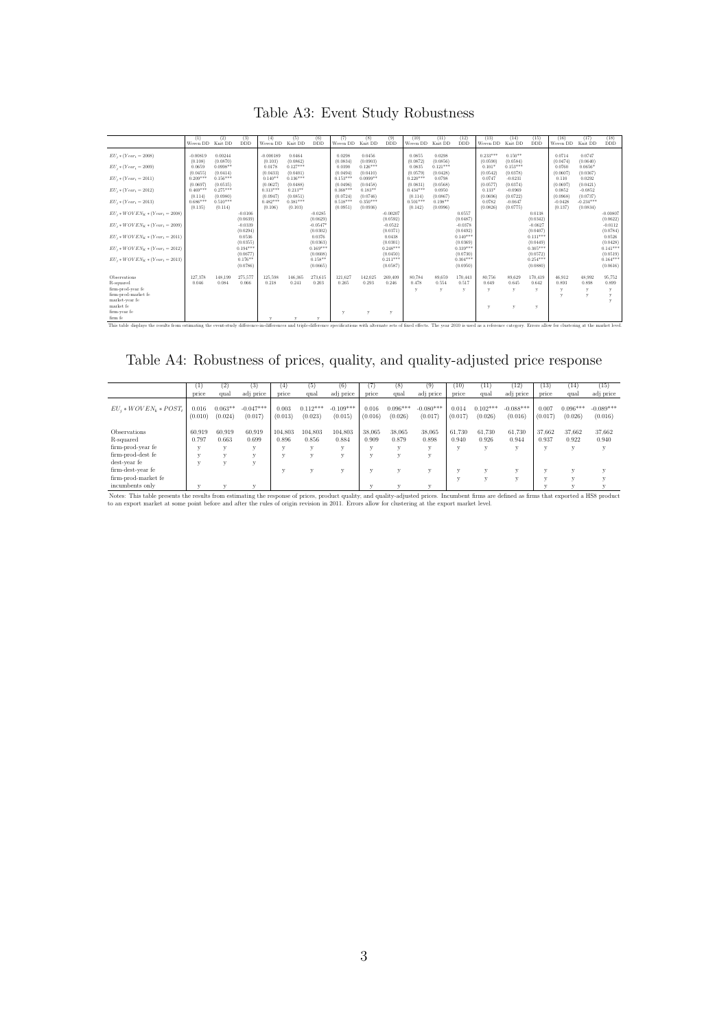# Table A3: Event Study Robustness

| | (1) Woven DD | (2) Knit DD | (3) DDD | (4) Woven DD | (5) Knit DD | (6) DDD | (7) Woven DD | (8) Knit DD | (9) DDD | (10) Woven DD | (11) Knit DD | (12) DDD | (13) Woven DD | (14) Knit DD | (15) DDD | (16) Woven DD | (17) Knit DD | (18) DDD |
|---|---|---|---|---|---|---|---|---|---|---|---|---|---|---|---|---|---|---|
| $EU_j * (Year_t = 2008)$ | -0.00819 | 0.00244 | | -0.000189 | 0.0464 | | 0.0298 | 0.0456 | | 0.0855 | 0.0298 | | 0.233*** | 0.150** | | 0.0714 | 0.0747 | |
| | (0.108) | (0.0870) | | (0.103) | (0.0862) | | (0.0834) | (0.0903) | | (0.0872) | (0.0856) | | (0.0590) | (0.0584) | | (0.0474) | (0.0640) | |
| $EU_j * (Year_t = 2009)$ | 0.0659 | 0.0908** | | 0.0178 | 0.127*** | | 0.0390 | 0.126*** | | 0.0835 | 0.121*** | | 0.101* | 0.153*** | | 0.0760 | 0.0656* | |
| | (0.0455) | (0.0414) | | (0.0433) | (0.0401) | | (0.0494) | (0.0410) | | (0.0579) | (0.0428) | | (0.0542) | (0.0378) | | (0.0607) | (0.0367) | |
| $EU_j * (Year_t = 2011)$ | 0.209*** | 0.156*** | | 0.140** | 0.136*** | | 0.153*** | 0.0999** | | 0.220*** | 0.0798 | | 0.0747 | -0.0231 | | 0.110 | 0.0292 | |
| | (0.0697) | (0.0535) | | (0.0627) | (0.0488) | | (0.0496) | (0.0458) | | (0.0831) | (0.0568) | | (0.0577) | (0.0374) | | (0.0697) | (0.0421) | |
| $EU_j * (Year_t = 2012)$ | 0.469*** | 0.275*** | | 0.313*** | 0.213** | | 0.368*** | 0.181** | | 0.434*** | 0.0950 | | 0.133* | -0.0969 | | 0.0852 | -0.0852 | |
| | (0.114) | (0.0980) | | (0.0947) | (0.0851) | | (0.0724) | (0.0746) | | (0.114) | (0.0867) | | (0.0696) | (0.0722) | | (0.0968) | (0.0737) | |
| $EU_j * (Year_t = 2013)$ | 0.686*** | 0.510*** | | 0.482*** | 0.381*** | | 0.518*** | 0.350*** | | 0.501*** | 0.198** | | 0.0782 | -0.0647 | | -0.0428 | -0.234*** | |
| | (0.135) | (0.114) | | (0.106) | (0.103) | | (0.0951) | (0.0936) | | (0.142) | (0.0996) | | (0.0826) | (0.0775) | | (0.137) | (0.0834) | |
| $EU_j * WOVEN_K * (Year_t = 2008)$ | | | -0.0106 | | | -0.0285 | | | -0.00207 | | | 0.0557 | | | 0.0138 | | | -0.00807 |
| | | | (0.0639) | | | (0.0629) | | | (0.0592) | | | (0.0487) | | | (0.0342) | | | (0.0622) |
| $EU_j * WOVEN_K * (Year_t = 2009)$ | | | -0.0339 | | | -0.0647* | | | -0.0522 | | | -0.0378 | | | -0.0627 | | | -0.0112 |
| | | | (0.0294) | | | (0.0302) | | | (0.0371) | | | (0.0492) | | | (0.0407) | | | (0.0784) |
| $EU_j * WOVEN_K * (Year_t = 2011)$ | | | 0.0536 | | | 0.0376 | | | 0.0438 | | | 0.140*** | | | 0.131*** | | | 0.0526 |
| | | | (0.0355) | | | (0.0363) | | | (0.0301) | | | (0.0369) | | | (0.0449) | | | (0.0428) |
| $EU_j * WOVEN_K * (Year_t = 2012)$ | | | 0.194*** | | | 0.169*** | | | 0.248*** | | | 0.339*** | | | 0.305*** | | | 0.141*** |
| | | | (0.0677) | | | (0.0608) | | | (0.0450) | | | (0.0730) | | | (0.0572) | | | (0.0519) |
| $EU_j * WOVEN_K * (Year_t = 2013)$ | | | 0.176** | | | 0.158** | | | 0.211*** | | | 0.304*** | | | 0.254*** | | | 0.164*** |
| | | | (0.0786) | | | (0.0665) | | | (0.0587) | | | (0.0950) | | | (0.0880) | | | (0.0616) |
| Observations | 127,378 | 148,199 | 275,577 | 125,508 | 146,365 | 273,615 | 121,627 | 142,025 | 269,409 | 80,784 | 89,659 | 170,443 | 80,756 | 89,629 | 170,419 | 46,912 | 48,992 | 95,752 |
| R-squared | 0.046 | 0.084 | 0.066 | 0.218 | 0.241 | 0.203 | 0.265 | 0.293 | 0.246 | 0.478 | 0.554 | 0.517 | 0.649 | 0.645 | 0.642 | 0.893 | 0.898 | 0.899 |
| firm-prod-year fe | | | | | | | | | | y | y | y | y | y | y | y | y | y |
| firm-prod-market fe | | | | | | | | | | | | | | | | y | y | y |
| market-year fe | | | | | | | | | | | | | | | | | | y |
| market fe | | | | | | | | | | | | | y | y | y | | | |
| firm-year fe | | | | | | | y | y | y | | | | | | | | | |
| firm fe | | | | y | y | y | | | | | | | | | | | | |

This table displays the results from estimating the event-study difference-in-differences and triple-difference specifications with alternate sets of fixed effects. The year 2010 is used as a reference category. Errors allow for clustering at the market level.

# Table A4: Robustness of prices, quality, and quality-adjusted price response

| | (1) price | (2) qual | (3) adj price | (4) price | (5) qual | (6) adj price | (7) price | (8) qual | (9) adj price | (10) price | (11) qual | (12) adj price | (13) price | (14) qual | (15) adj price |
|---|---|---|---|---|---|---|---|---|---|---|---|---|---|---|---|
| $EU_j * WOVEN_k * POST_t$ | 0.016 | 0.063** | -0.047*** | 0.003 | 0.112*** | -0.109*** | 0.016 | 0.096*** | -0.080*** | 0.014 | 0.102*** | -0.088*** | 0.007 | 0.096*** | -0.089*** |
| | (0.010) | (0.024) | (0.017) | (0.013) | (0.023) | (0.015) | (0.016) | (0.026) | (0.017) | (0.017) | (0.026) | (0.016) | (0.017) | (0.026) | (0.016) |
| Observations | 60,919 | 60,919 | 60,919 | 104,803 | 104,803 | 104,803 | 38,065 | 38,065 | 38,065 | 61,730 | 61,730 | 61,730 | 37,662 | 37,662 | 37,662 |
| R-squared | 0.797 | 0.663 | 0.699 | 0.896 | 0.856 | 0.884 | 0.909 | 0.879 | 0.898 | 0.940 | 0.926 | 0.944 | 0.937 | 0.922 | 0.940 |
| firm-prod-year fe | y | y | y | y | y | y | y | y | y | y | y | y | y | y | y |
| firm-prod-dest fe | y | y | y | y | y | y | y | y | y | | | | | | |
| dest-year fe | y | y | y | | | | | | | | | | | | |
| firm-dest-year fe | | | | y | y | y | y | y | y | y | y | y | y | y | y |
| firm-prod-market fe | | | | | | | | | | y | y | y | y | y | y |
| incumbents only | y | y | y | | | | y | y | y | | | | y | y | y |

Notes: This table presents the results from estimating the response of prices, product quality, and quality-adjusted prices. Incumbent firms are defined as firms that exported a HS8 product to an export market at some point before and after the rules of origin revision in 2011. Errors allow for clustering at the export market level.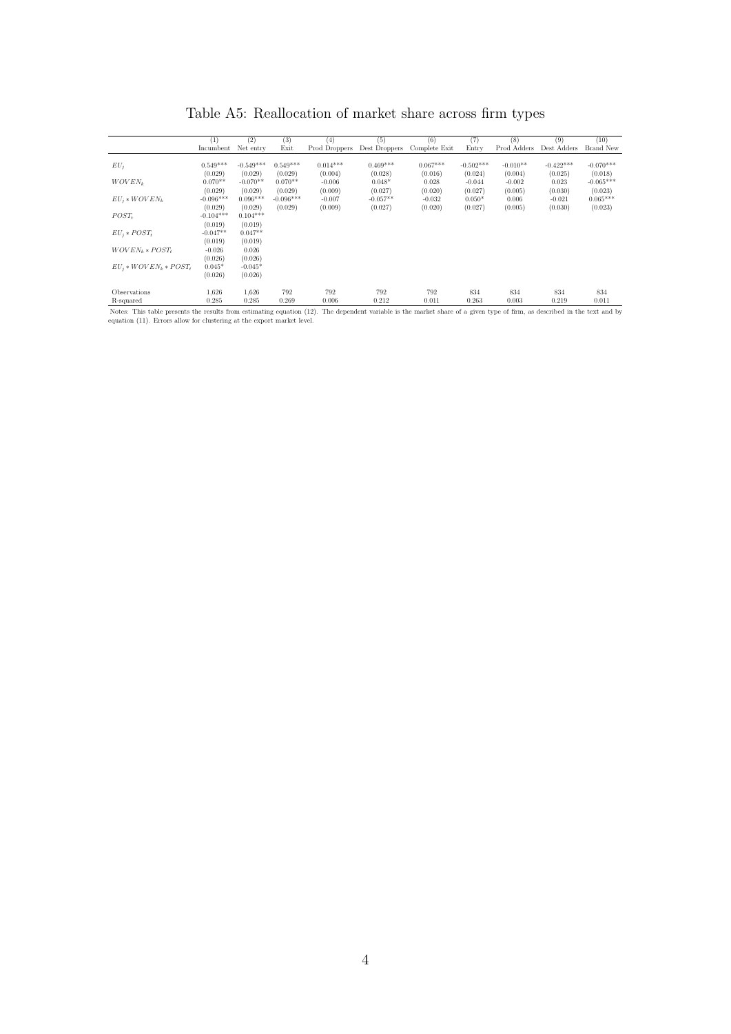# Table A5: Reallocation of market share across firm types

| | (1) Incumbent | (2) Net entry | (3) Exit | (4) Prod Droppers | (5) Dest Droppers | (6) Complete Exit | (7) Entry | (8) Prod Adders | (9) Dest Adders | (10) Brand New |
|---|---|---|---|---|---|---|---|---|---|---|
| $EU_j$ | 0.549*** | -0.549*** | 0.549*** | 0.014*** | 0.469*** | 0.067*** | -0.502*** | -0.010** | -0.422*** | -0.070*** |
| | (0.029) | (0.029) | (0.029) | (0.004) | (0.028) | (0.016) | (0.024) | (0.004) | (0.025) | (0.018) |
| $WOVEN_k$ | 0.070** | -0.070** | 0.070** | -0.006 | 0.048* | 0.028 | -0.044 | -0.002 | 0.023 | -0.065*** |
| | (0.029) | (0.029) | (0.029) | (0.009) | (0.027) | (0.020) | (0.027) | (0.005) | (0.030) | (0.023) |
| $EU_j * WOVEN_k$ | -0.096*** | 0.096*** | -0.096*** | -0.007 | -0.057** | -0.032 | 0.050* | 0.006 | -0.021 | 0.065*** |
| | (0.029) | (0.029) | (0.029) | (0.009) | (0.027) | (0.020) | (0.027) | (0.005) | (0.030) | (0.023) |
| $POST_t$ | -0.104*** | 0.104*** | | | | | | | | |
| | (0.019) | (0.019) | | | | | | | | |
| $EU_j * POST_t$ | -0.047** | 0.047** | | | | | | | | |
| | (0.019) | (0.019) | | | | | | | | |
| $WOVEN_k * POST_t$ | -0.026 | 0.026 | | | | | | | | |
| | (0.026) | (0.026) | | | | | | | | |
| $EU_j * WOVEN_k * POST_t$ | 0.045* | -0.045* | | | | | | | | |
| | (0.026) | (0.026) | | | | | | | | |
| Observations | 1,626 | 1,626 | 792 | 792 | 792 | 792 | 834 | 834 | 834 | 834 |
| R-squared | 0.285 | 0.285 | 0.269 | 0.006 | 0.212 | 0.011 | 0.263 | 0.003 | 0.219 | 0.011 |

Notes: This table presents the results from estimating equation (12). The dependent variable is the market share of a given type of firm, as described in the text and by equation (11). Errors allow for clustering at the export market level.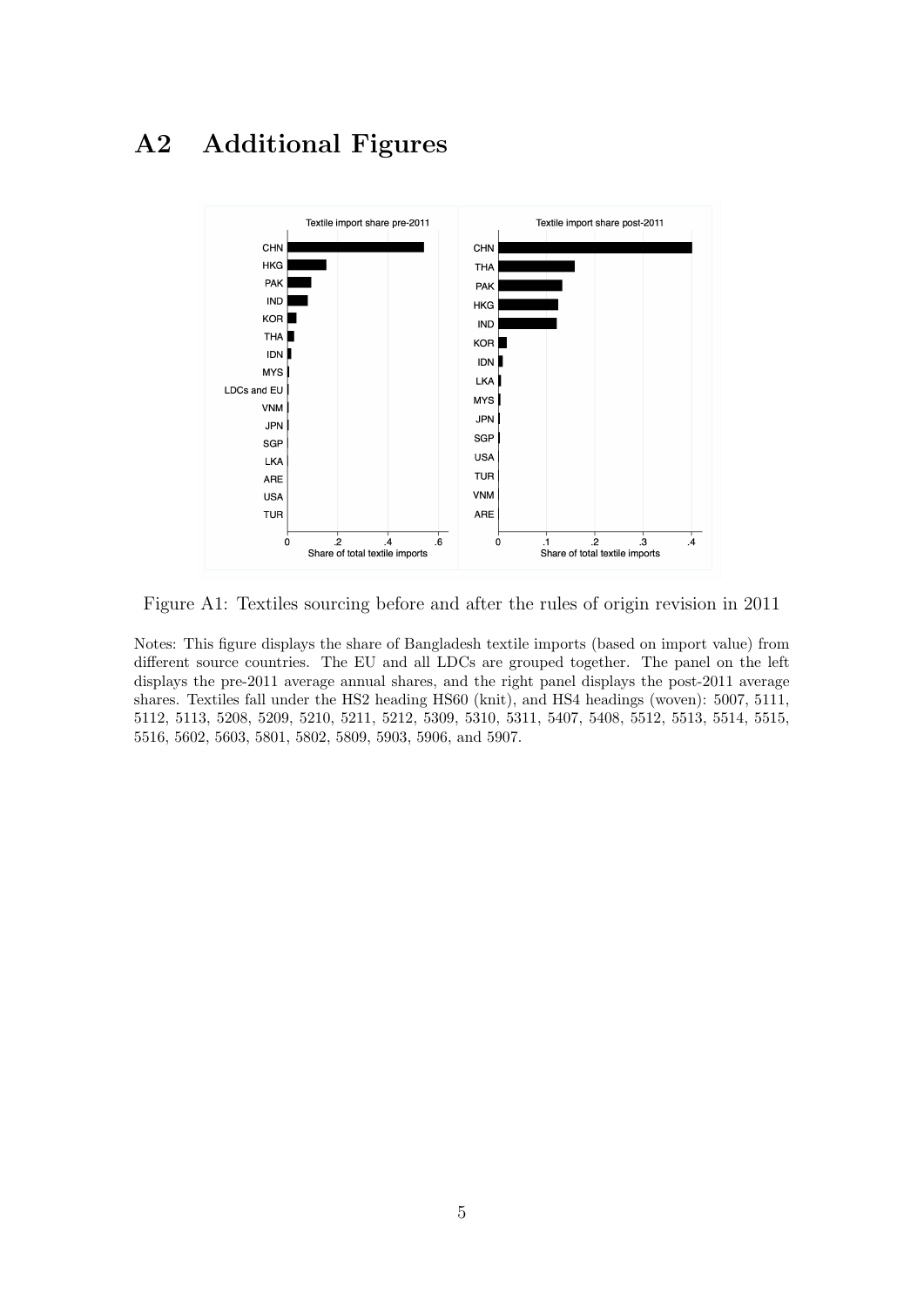# A2 Additional Figures

Figure A1: Textiles sourcing before and after the rules of origin revision in 2011

Notes: This figure displays the share of Bangladesh textile imports (based on import value) from different source countries. The EU and all LDCs are grouped together. The panel on the left displays the pre-2011 average annual shares, and the right panel displays the post-2011 average shares. Textiles fall under the HS2 heading HS60 (knit), and HS4 headings (woven): 5007, 5111, 5112, 5113, 5208, 5209, 5210, 5211, 5212, 5309, 5310, 5311, 5407, 5408, 5512, 5513, 5514, 5515, 5516, 5602, 5603, 5801, 5802, 5809, 5903, 5906, and 5907.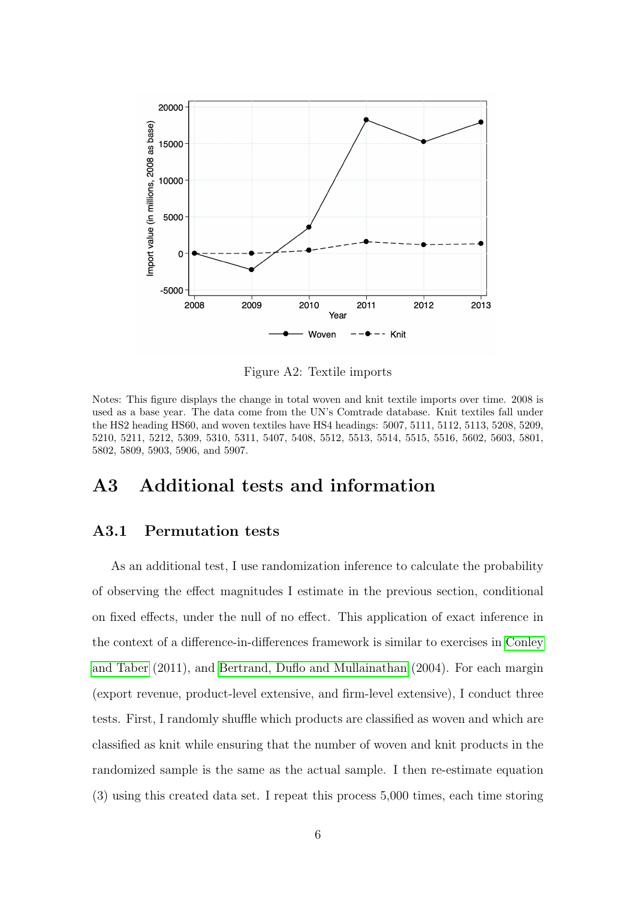Figure A2: Textile imports

Notes: This figure displays the change in total woven and knit textile imports over time. 2008 is used as a base year. The data come from the UN's Comtrade database. Knit textiles fall under the HS2 heading HS60, and woven textiles have HS4 headings: 5007, 5111, 5112, 5113, 5208, 5209, 5210, 5211, 5212, 5309, 5310, 5311, 5407, 5408, 5512, 5513, 5514, 5515, 5516, 5602, 5603, 5801, 5802, 5809, 5903, 5906, and 5907.

# A3 Additional tests and information

## A3.1 Permutation tests

As an additional test, I use randomization inference to calculate the probability of observing the effect magnitudes I estimate in the previous section, conditional on fixed effects, under the null of no effect. This application of exact inference in the context of a difference-in-differences framework is similar to exercises in Conley and Taber (2011), and Bertrand, Duflo and Mullainathan (2004). For each margin (export revenue, product-level extensive, and firm-level extensive), I conduct three tests. First, I randomly shuffle which products are classified as woven and which are classified as knit while ensuring that the number of woven and knit products in the randomized sample is the same as the actual sample. I then re-estimate equation (3) using this created data set. I repeat this process 5,000 times, each time storing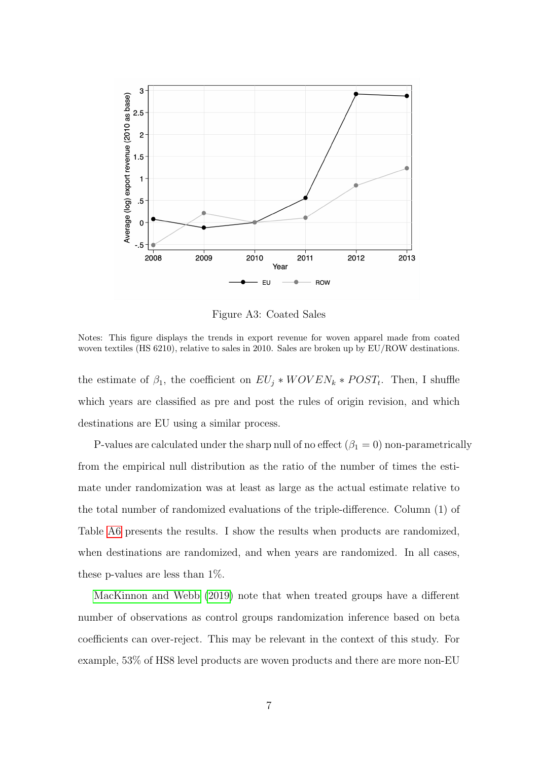Figure A3: Coated Sales

Notes: This figure displays the trends in export revenue for woven apparel made from coated woven textiles (HS 6210), relative to sales in 2010. Sales are broken up by EU/ROW destinations.

the estimate of $\beta_1$, the coefficient on $EU_j * WOVEN_k * POST_t$. Then, I shuffle which years are classified as pre and post the rules of origin revision, and which destinations are EU using a similar process.

P-values are calculated under the sharp null of no effect ($\beta_1 = 0$) non-parametrically from the empirical null distribution as the ratio of the number of times the estimate under randomization was at least as large as the actual estimate relative to the total number of randomized evaluations of the triple-difference. Column (1) of Table A6 presents the results. I show the results when products are randomized, when destinations are randomized, and when years are randomized. In all cases, these p-values are less than 1%.

MacKinnon and Webb (2019) note that when treated groups have a different number of observations as control groups randomization inference based on beta coefficients can over-reject. This may be relevant in the context of this study. For example, 53% of HS8 level products are woven products and there are more non-EU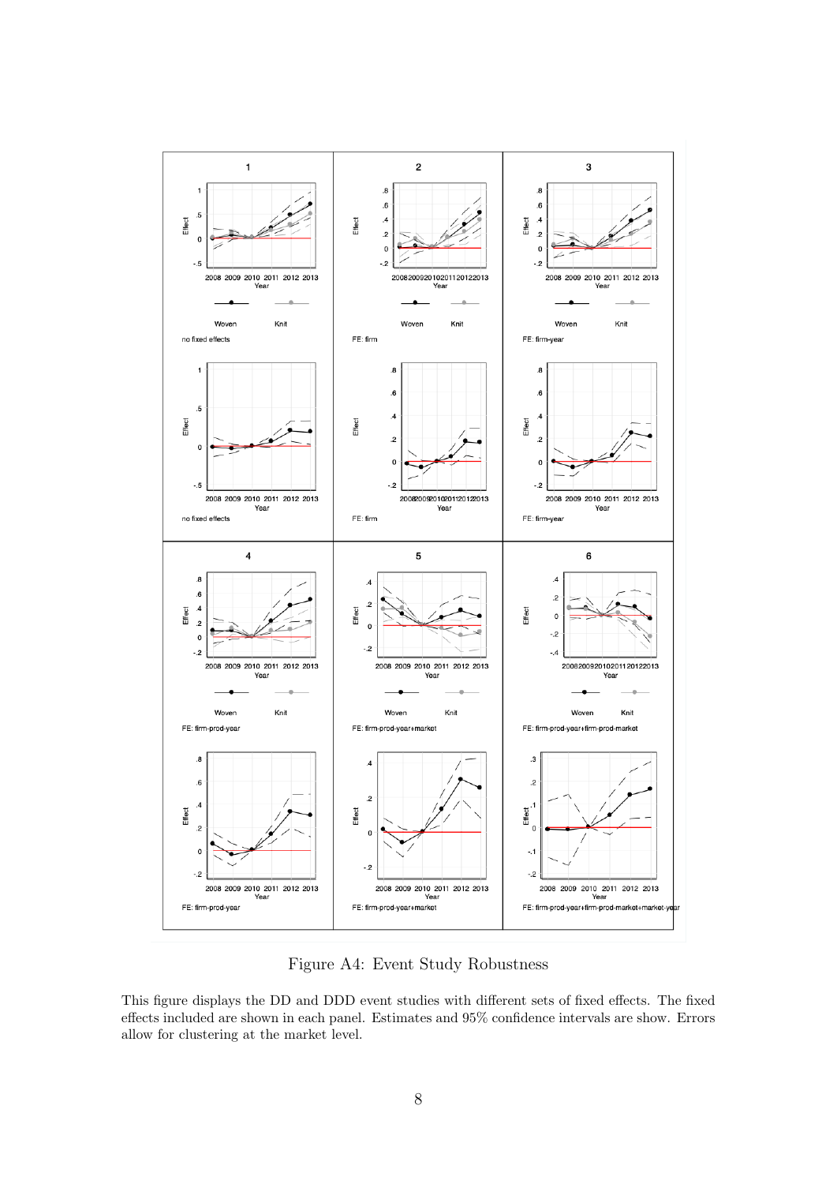Figure A4: Event Study Robustness

This figure displays the DD and DDD event studies with different sets of fixed effects. The fixed effects included are shown in each panel. Estimates and 95% confidence intervals are show. Errors allow for clustering at the market level.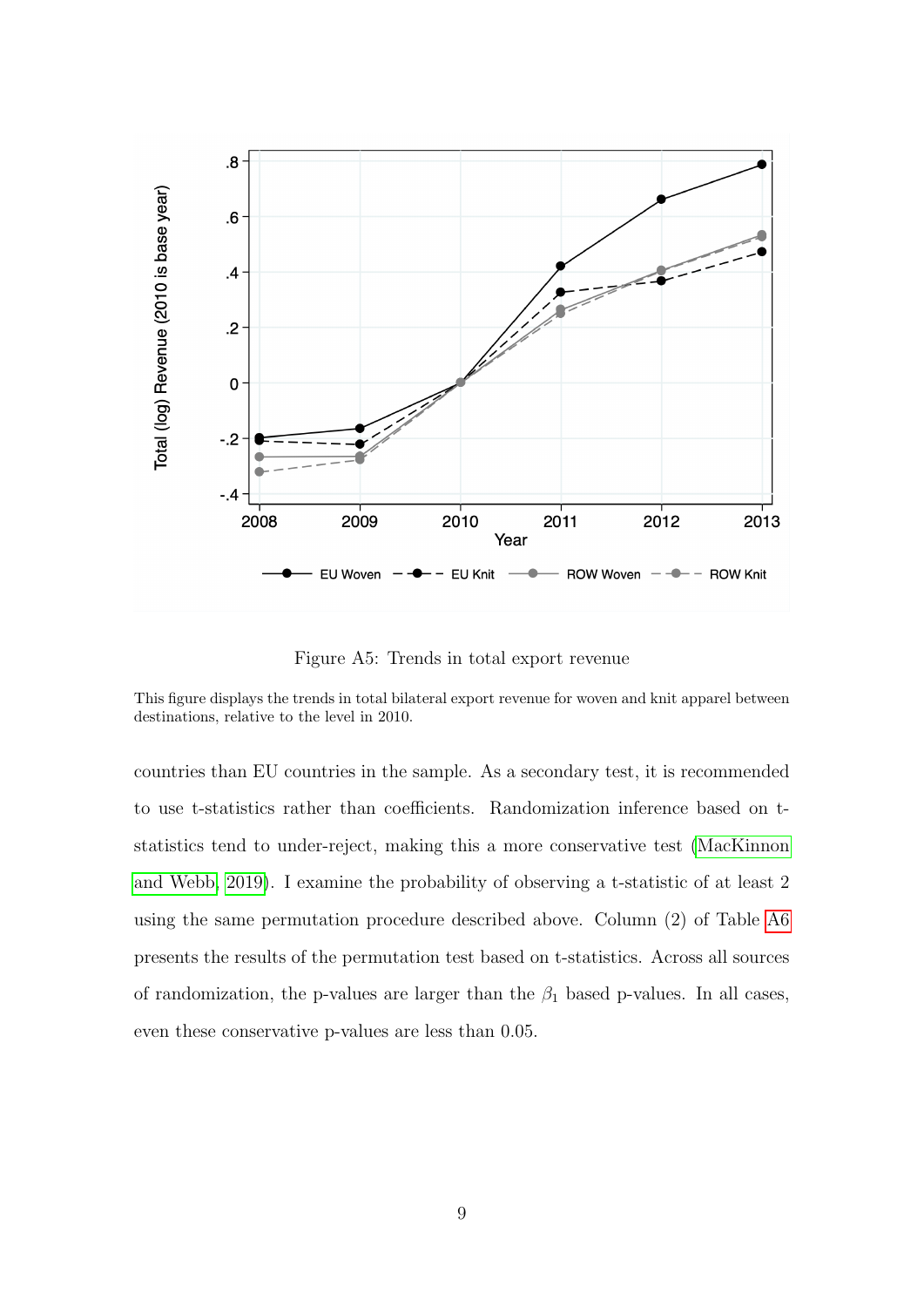Figure A5: Trends in total export revenue

This figure displays the trends in total bilateral export revenue for woven and knit apparel between destinations, relative to the level in 2010.

countries than EU countries in the sample. As a secondary test, it is recommended to use t-statistics rather than coefficients. Randomization inference based on t-statistics tend to under-reject, making this a more conservative test (MacKinnon and Webb, 2019). I examine the probability of observing a t-statistic of at least 2 using the same permutation procedure described above. Column (2) of Table A6 presents the results of the permutation test based on t-statistics. Across all sources of randomization, the p-values are larger than the $\beta_1$ based p-values. In all cases, even these conservative p-values are less than 0.05.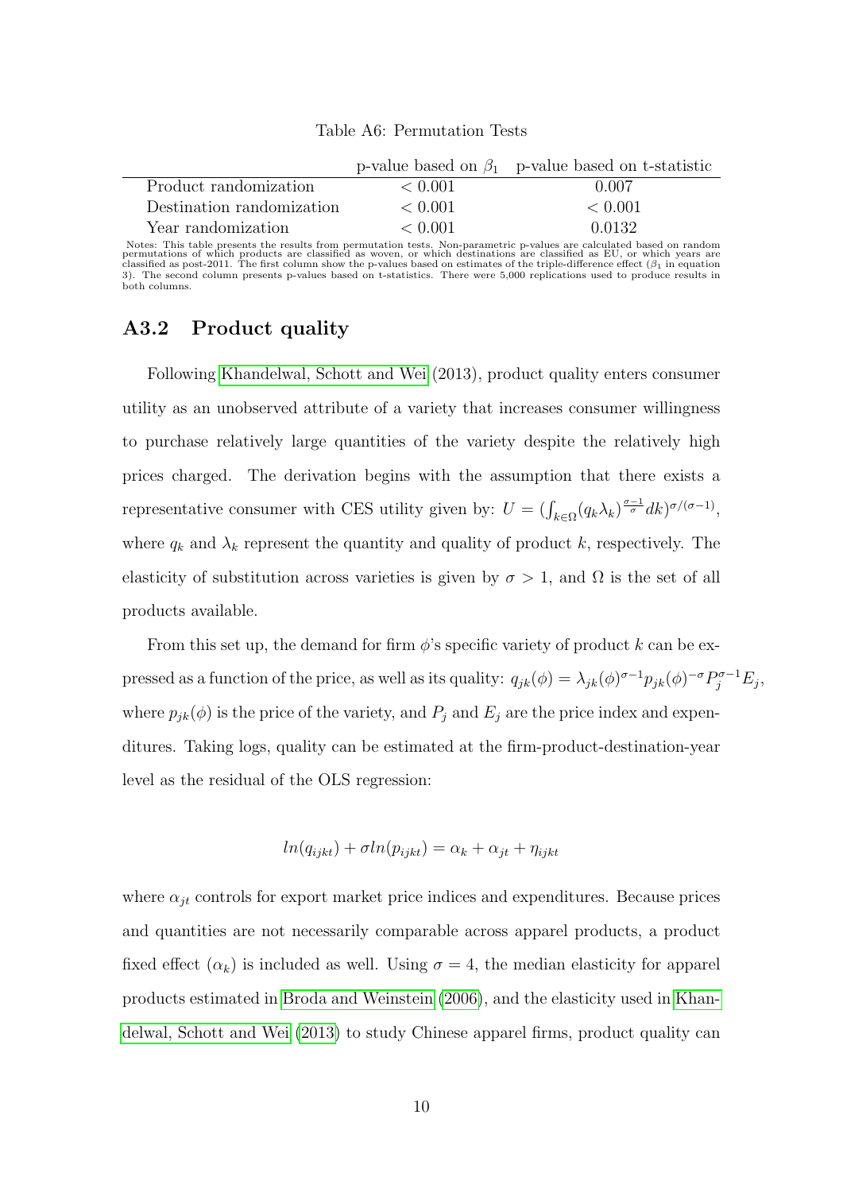Table A6: Permutation Tests

| | p-value based on $\beta_1$ | p-value based on t-statistic |
|---|---|---|
| Product randomization | $< 0.001$ | 0.007 |
| Destination randomization | $< 0.001$ | $< 0.001$ |
| Year randomization | $< 0.001$ | 0.0132 |

Notes: This table presents the results from permutation tests. Non-parametric p-values are calculated based on random permutations of which products are classified as woven, or which destinations are classified as EU, or which years are classified as post-2011. The first column show the p-values based on estimates of the triple-difference effect ($\beta_1$ in equation 3). The second column presents p-values based on t-statistics. There were 5,000 replications used to produce results in both columns.

## A3.2 Product quality

Following Khandelwal, Schott and Wei (2013), product quality enters consumer utility as an unobserved attribute of a variety that increases consumer willingness to purchase relatively large quantities of the variety despite the relatively high prices charged. The derivation begins with the assumption that there exists a representative consumer with CES utility given by: $U = (\int_{k \in \Omega} (q_k \lambda_k)^{\frac{\sigma-1}{\sigma}} dk)^{\sigma/(\sigma-1)}$, where $q_k$ and $\lambda_k$ represent the quantity and quality of product $k$, respectively. The elasticity of substitution across varieties is given by $\sigma > 1$, and $\Omega$ is the set of all products available.

From this set up, the demand for firm $\phi$'s specific variety of product $k$ can be expressed as a function of the price, as well as its quality: $q_{jk}(\phi) = \lambda_{jk}(\phi)^{\sigma-1} p_{jk}(\phi)^{-\sigma} P_j^{\sigma-1} E_j$, where $p_{jk}(\phi)$ is the price of the variety, and $P_j$ and $E_j$ are the price index and expenditures. Taking logs, quality can be estimated at the firm-product-destination-year level as the residual of the OLS regression:

$$ln(q_{ijkt}) + \sigma ln(p_{ijkt}) = \alpha_k + \alpha_{jt} + \eta_{ijkt}$$

where $\alpha_{jt}$ controls for export market price indices and expenditures. Because prices and quantities are not necessarily comparable across apparel products, a product fixed effect ($\alpha_k$) is included as well. Using $\sigma = 4$, the median elasticity for apparel products estimated in Broda and Weinstein (2006), and the elasticity used in Khandelwal, Schott and Wei (2013) to study Chinese apparel firms, product quality can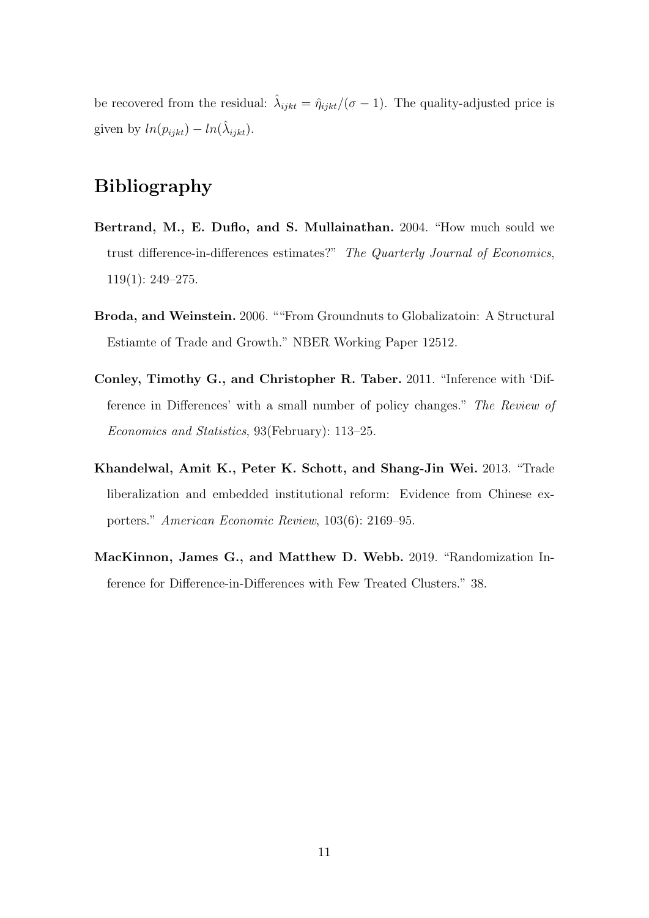be recovered from the residual: $\hat{\lambda}_{ijkt} = \hat{\eta}_{ijkt}/(\sigma - 1)$. The quality-adjusted price is given by $ln(p_{ijkt}) - ln(\hat{\lambda}_{ijkt})$.

## Bibliography

**Bertrand, M., E. Duflo, and S. Mullainathan.** 2004. "How much sould we trust difference-in-differences estimates?" *The Quarterly Journal of Economics*, 119(1): 249–275.

**Broda, and Weinstein.** 2006. ""From Groundnuts to Globalizatoin: A Structural Estiamte of Trade and Growth." NBER Working Paper 12512.

**Conley, Timothy G., and Christopher R. Taber.** 2011. "Inference with 'Difference in Differences' with a small number of policy changes." *The Review of Economics and Statistics*, 93(February): 113–25.

**Khandelwal, Amit K., Peter K. Schott, and Shang-Jin Wei.** 2013. "Trade liberalization and embedded institutional reform: Evidence from Chinese exporters." *American Economic Review*, 103(6): 2169–95.

**MacKinnon, James G., and Matthew D. Webb.** 2019. "Randomization Inference for Difference-in-Differences with Few Treated Clusters." 38.